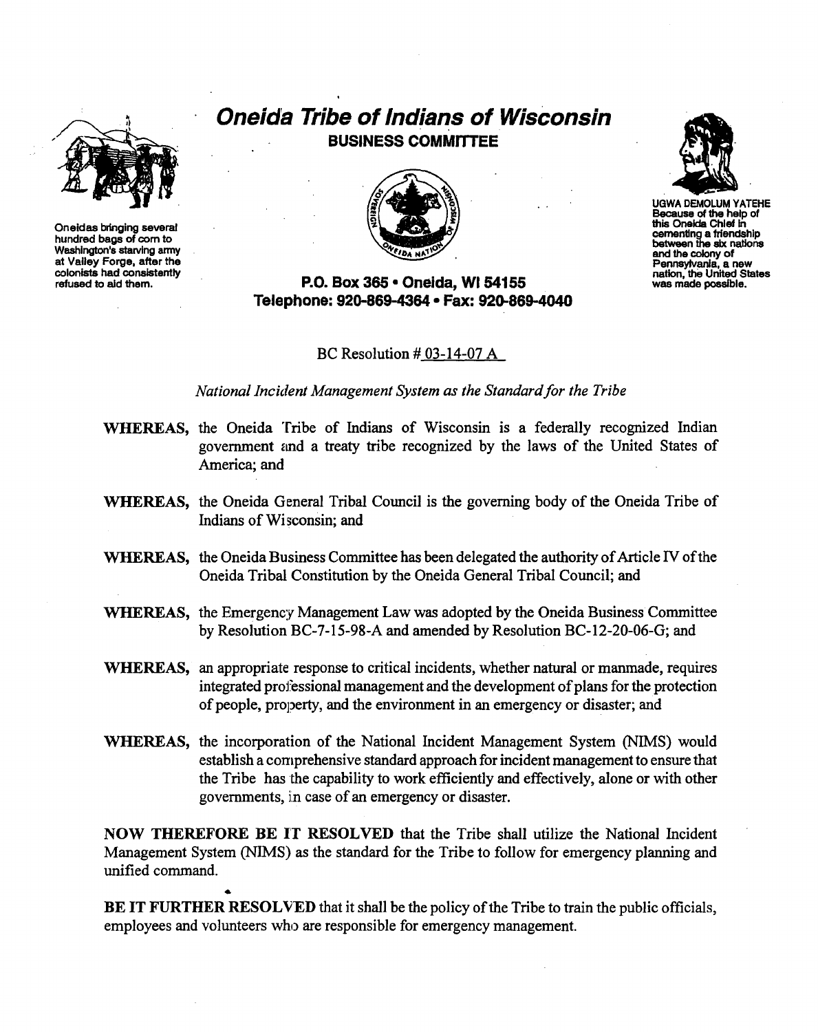# Oneida Tribe of Indians of Wisconsin

## BUSINESS COMMITTEE

Oneidas bringing several hundred bags of corn to Washington's starving army at Valley Forge, after the colonists had consistently refused to aid them.

UGWA DEMOLUM YATEHE Because of the help of this Oneida Chief in cementing a friendship between the six nations and the colony of Pennsylvania, a new nation, the United States was made possible.

**P.O. Box 365 • Oneida, WI 54155**
**Telephone: 920-869-4364 • Fax: 920-869-4040**

BC Resolution # 03-14-07 A

*National Incident Management System as the Standard for the Tribe*

**WHEREAS,** the Oneida Tribe of Indians of Wisconsin is a federally recognized Indian government and a treaty tribe recognized by the laws of the United States of America; and

**WHEREAS,** the Oneida General Tribal Council is the governing body of the Oneida Tribe of Indians of Wisconsin; and

**WHEREAS,** the Oneida Business Committee has been delegated the authority of Article IV of the Oneida Tribal Constitution by the Oneida General Tribal Council; and

**WHEREAS,** the Emergency Management Law was adopted by the Oneida Business Committee by Resolution BC-7-15-98-A and amended by Resolution BC-12-20-06-G; and

**WHEREAS,** an appropriate response to critical incidents, whether natural or manmade, requires integrated professional management and the development of plans for the protection of people, property, and the environment in an emergency or disaster; and

**WHEREAS,** the incorporation of the National Incident Management System (NIMS) would establish a comprehensive standard approach for incident management to ensure that the Tribe has the capability to work efficiently and effectively, alone or with other governments, in case of an emergency or disaster.

**NOW THEREFORE BE IT RESOLVED** that the Tribe shall utilize the National Incident Management System (NIMS) as the standard for the Tribe to follow for emergency planning and unified command.

**BE IT FURTHER RESOLVED** that it shall be the policy of the Tribe to train the public officials, employees and volunteers who are responsible for emergency management.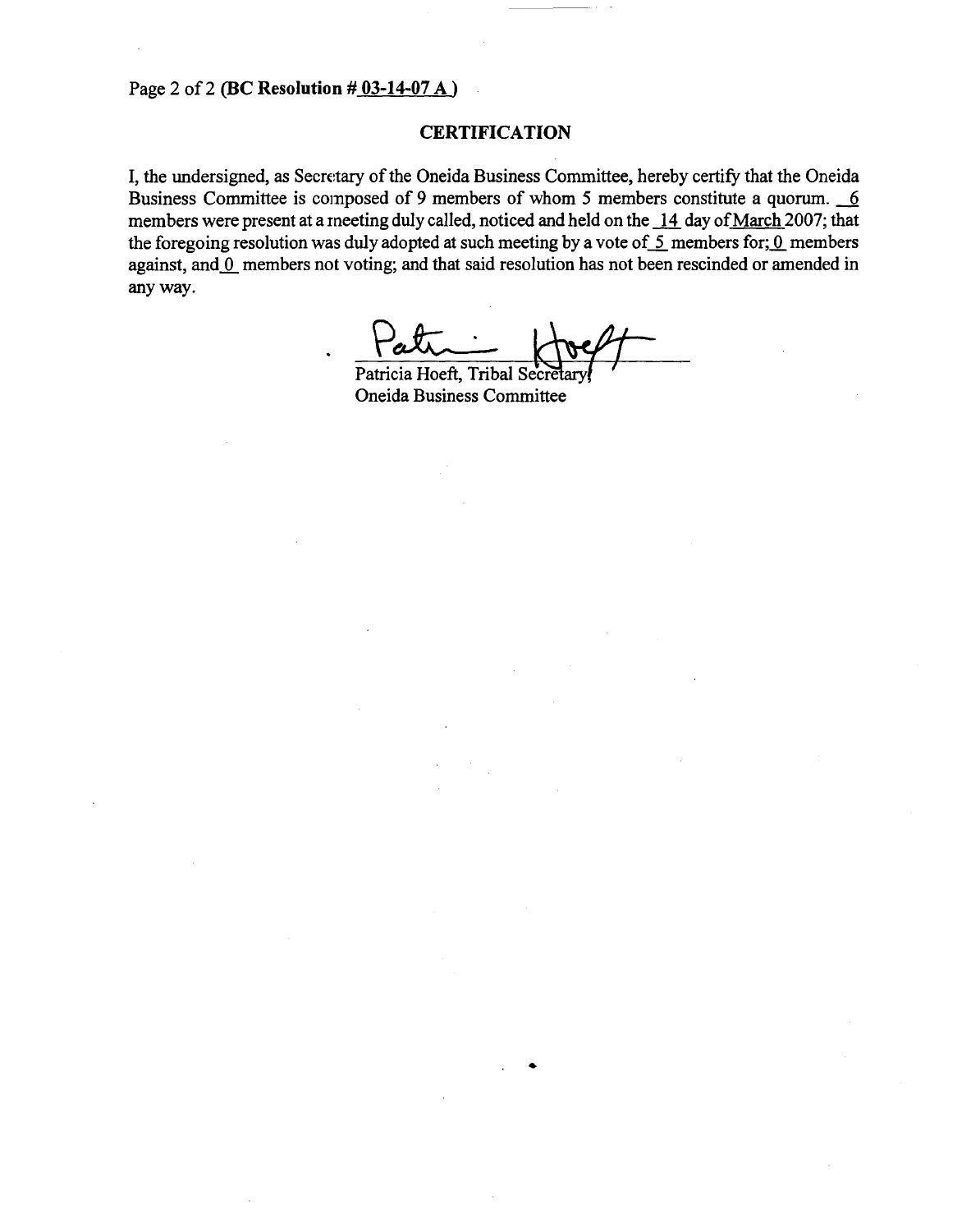Page 2 of 2 **(BC Resolution # 03-14-07 A)**

**CERTIFICATION**

I, the undersigned, as Secretary of the Oneida Business Committee, hereby certify that the Oneida Business Committee is composed of 9 members of whom 5 members constitute a quorum. 6 members were present at a meeting duly called, noticed and held on the 14 day of March 2007; that the foregoing resolution was duly adopted at such meeting by a vote of 5 members for; 0 members against, and 0 members not voting; and that said resolution has not been rescinded or amended in any way.

Patricia Hoeft, Tribal Secretary
Oneida Business Committee